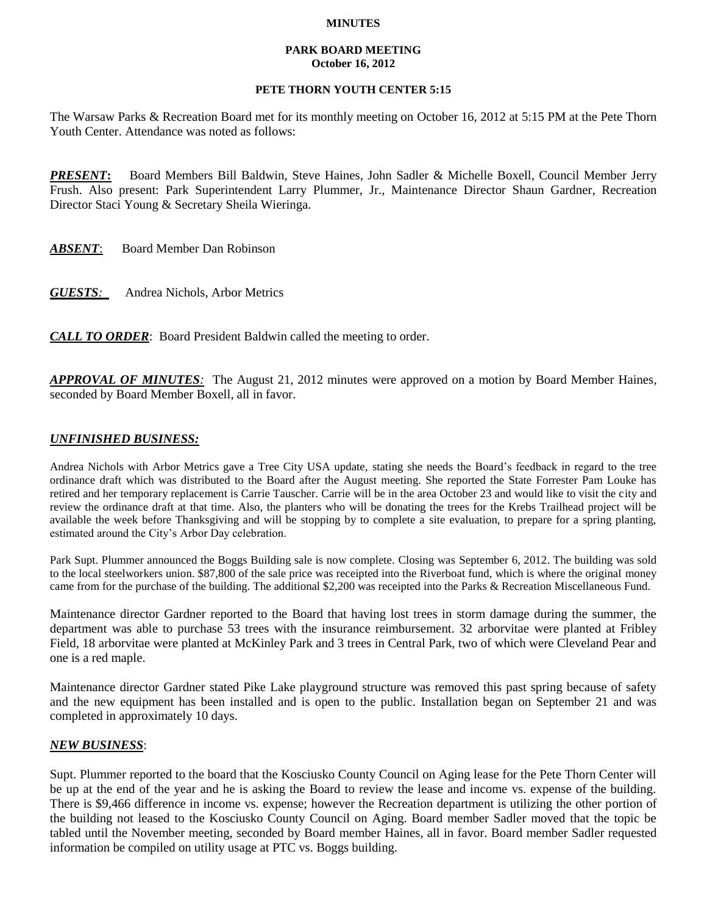**MINUTES**

**PARK BOARD MEETING**
**October 16, 2012**

**PETE THORN YOUTH CENTER 5:15**

The Warsaw Parks & Recreation Board met for its monthly meeting on October 16, 2012 at 5:15 PM at the Pete Thorn Youth Center. Attendance was noted as follows:

***PRESENT*:** Board Members Bill Baldwin, Steve Haines, John Sadler & Michelle Boxell, Council Member Jerry Frush. Also present: Park Superintendent Larry Plummer, Jr., Maintenance Director Shaun Gardner, Recreation Director Staci Young & Secretary Sheila Wieringa.

***ABSENT***: Board Member Dan Robinson

***GUESTS:*** Andrea Nichols, Arbor Metrics

***CALL TO ORDER***: Board President Baldwin called the meeting to order.

***APPROVAL OF MINUTES:*** The August 21, 2012 minutes were approved on a motion by Board Member Haines, seconded by Board Member Boxell, all in favor.

***UNFINISHED BUSINESS:***

Andrea Nichols with Arbor Metrics gave a Tree City USA update, stating she needs the Board's feedback in regard to the tree ordinance draft which was distributed to the Board after the August meeting. She reported the State Forrester Pam Louke has retired and her temporary replacement is Carrie Tauscher. Carrie will be in the area October 23 and would like to visit the city and review the ordinance draft at that time. Also, the planters who will be donating the trees for the Krebs Trailhead project will be available the week before Thanksgiving and will be stopping by to complete a site evaluation, to prepare for a spring planting, estimated around the City's Arbor Day celebration.

Park Supt. Plummer announced the Boggs Building sale is now complete. Closing was September 6, 2012. The building was sold to the local steelworkers union. $87,800 of the sale price was receipted into the Riverboat fund, which is where the original money came from for the purchase of the building. The additional $2,200 was receipted into the Parks & Recreation Miscellaneous Fund.

Maintenance director Gardner reported to the Board that having lost trees in storm damage during the summer, the department was able to purchase 53 trees with the insurance reimbursement. 32 arborvitae were planted at Fribley Field, 18 arborvitae were planted at McKinley Park and 3 trees in Central Park, two of which were Cleveland Pear and one is a red maple.

Maintenance director Gardner stated Pike Lake playground structure was removed this past spring because of safety and the new equipment has been installed and is open to the public. Installation began on September 21 and was completed in approximately 10 days.

***NEW BUSINESS***:

Supt. Plummer reported to the board that the Kosciusko County Council on Aging lease for the Pete Thorn Center will be up at the end of the year and he is asking the Board to review the lease and income vs. expense of the building. There is $9,466 difference in income vs. expense; however the Recreation department is utilizing the other portion of the building not leased to the Kosciusko County Council on Aging. Board member Sadler moved that the topic be tabled until the November meeting, seconded by Board member Haines, all in favor. Board member Sadler requested information be compiled on utility usage at PTC vs. Boggs building.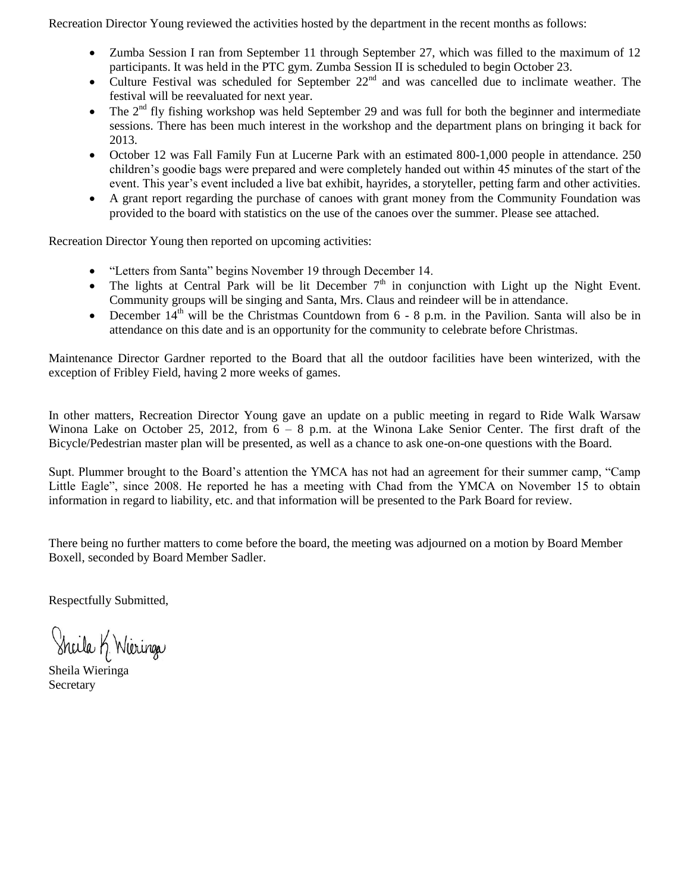Recreation Director Young reviewed the activities hosted by the department in the recent months as follows:

- Zumba Session I ran from September 11 through September 27, which was filled to the maximum of 12 participants. It was held in the PTC gym. Zumba Session II is scheduled to begin October 23.
- Culture Festival was scheduled for September 22nd and was cancelled due to inclimate weather. The festival will be reevaluated for next year.
- The 2nd fly fishing workshop was held September 29 and was full for both the beginner and intermediate sessions. There has been much interest in the workshop and the department plans on bringing it back for 2013.
- October 12 was Fall Family Fun at Lucerne Park with an estimated 800-1,000 people in attendance. 250 children's goodie bags were prepared and were completely handed out within 45 minutes of the start of the event. This year's event included a live bat exhibit, hayrides, a storyteller, petting farm and other activities.
- A grant report regarding the purchase of canoes with grant money from the Community Foundation was provided to the board with statistics on the use of the canoes over the summer. Please see attached.

Recreation Director Young then reported on upcoming activities:

- "Letters from Santa" begins November 19 through December 14.
- The lights at Central Park will be lit December 7th in conjunction with Light up the Night Event. Community groups will be singing and Santa, Mrs. Claus and reindeer will be in attendance.
- December 14th will be the Christmas Countdown from 6 - 8 p.m. in the Pavilion. Santa will also be in attendance on this date and is an opportunity for the community to celebrate before Christmas.

Maintenance Director Gardner reported to the Board that all the outdoor facilities have been winterized, with the exception of Fribley Field, having 2 more weeks of games.

In other matters, Recreation Director Young gave an update on a public meeting in regard to Ride Walk Warsaw Winona Lake on October 25, 2012, from 6 – 8 p.m. at the Winona Lake Senior Center. The first draft of the Bicycle/Pedestrian master plan will be presented, as well as a chance to ask one-on-one questions with the Board.

Supt. Plummer brought to the Board's attention the YMCA has not had an agreement for their summer camp, "Camp Little Eagle", since 2008. He reported he has a meeting with Chad from the YMCA on November 15 to obtain information in regard to liability, etc. and that information will be presented to the Park Board for review.

There being no further matters to come before the board, the meeting was adjourned on a motion by Board Member Boxell, seconded by Board Member Sadler.

Respectfully Submitted,

Sheila K. Wieringa

Sheila Wieringa
Secretary